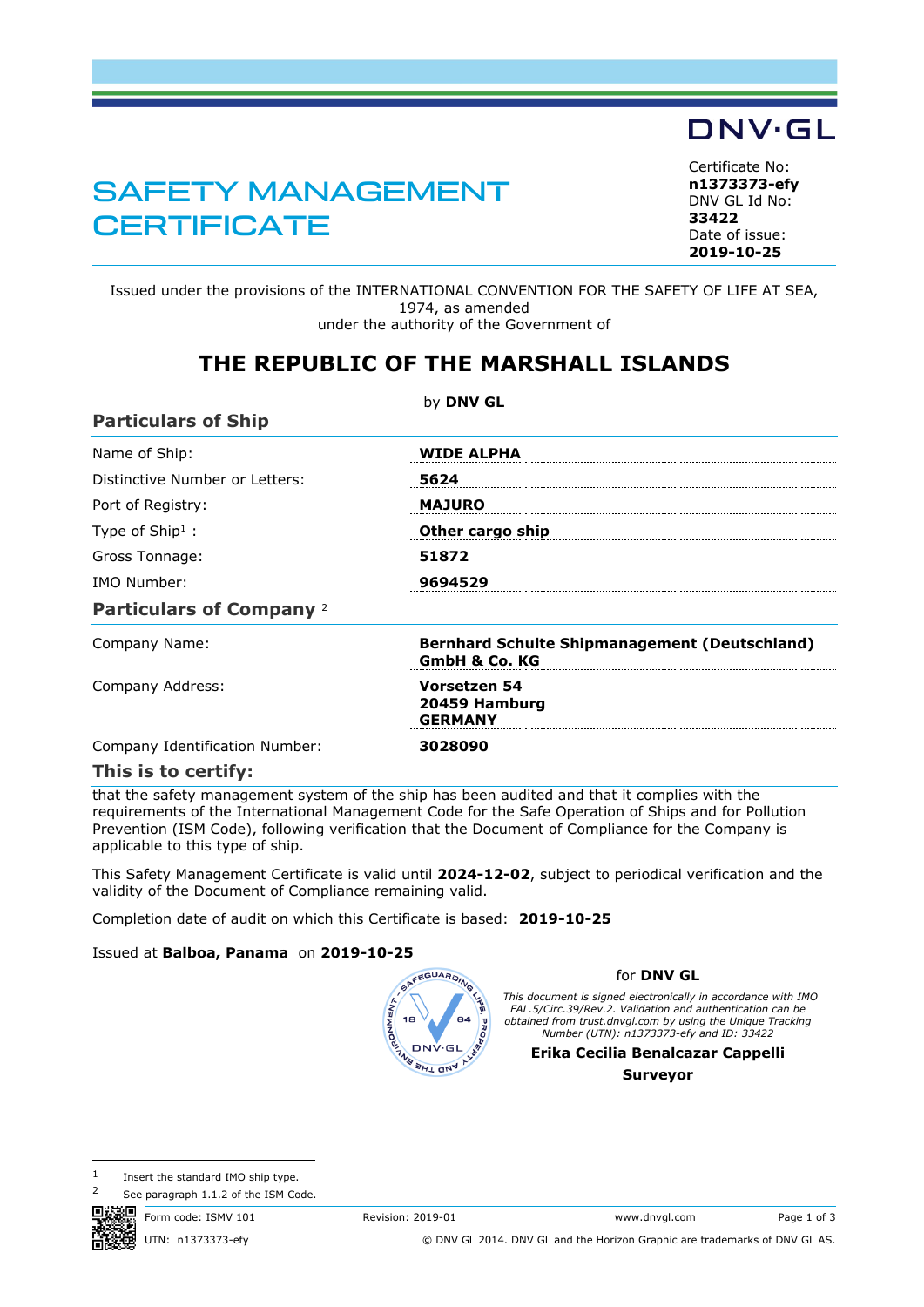DNV·GL

# SAFETY MANAGEMENT CERTIFICATE

Certificate No:
**n1373373-efy**
DNV GL Id No:
**33422**
Date of issue:
**2019-10-25**

Issued under the provisions of the INTERNATIONAL CONVENTION FOR THE SAFETY OF LIFE AT SEA, 1974, as amended
under the authority of the Government of

## THE REPUBLIC OF THE MARSHALL ISLANDS

by **DNV GL**

### Particulars of Ship

| | |
|---|---|
| Name of Ship: | **WIDE ALPHA** |
| Distinctive Number or Letters: | **5624** |
| Port of Registry: | **MAJURO** |
| Type of Ship[1] : | **Other cargo ship** |
| Gross Tonnage: | **51872** |
| IMO Number: | **9694529** |

### Particulars of Company [2]

| | |
|---|---|
| Company Name: | **Bernhard Schulte Shipmanagement (Deutschland) GmbH & Co. KG** |
| Company Address: | **Vorsetzen 54<br>20459 Hamburg<br>GERMANY** |
| Company Identification Number: | **3028090** |

### This is to certify:

that the safety management system of the ship has been audited and that it complies with the requirements of the International Management Code for the Safe Operation of Ships and for Pollution Prevention (ISM Code), following verification that the Document of Compliance for the Company is applicable to this type of ship.

This Safety Management Certificate is valid until **2024-12-02**, subject to periodical verification and the validity of the Document of Compliance remaining valid.

Completion date of audit on which this Certificate is based: **2019-10-25**

Issued at **Balboa, Panama** on **2019-10-25**

for **DNV GL**

*This document is signed electronically in accordance with IMO FAL.5/Circ.39/Rev.2. Validation and authentication can be obtained from trust.dnvgl.com by using the Unique Tracking Number (UTN): n1373373-efy and ID: 33422*

**Erika Cecilia Benalcazar Cappelli**

**Surveyor**

1 Insert the standard IMO ship type.
2 See paragraph 1.1.2 of the ISM Code.

Form code: ISMV 101 Revision: 2019-01 www.dnvgl.com

UTN: n1373373-efy © DNV GL 2014. DNV GL and the Horizon Graphic are trademarks of DNV GL AS.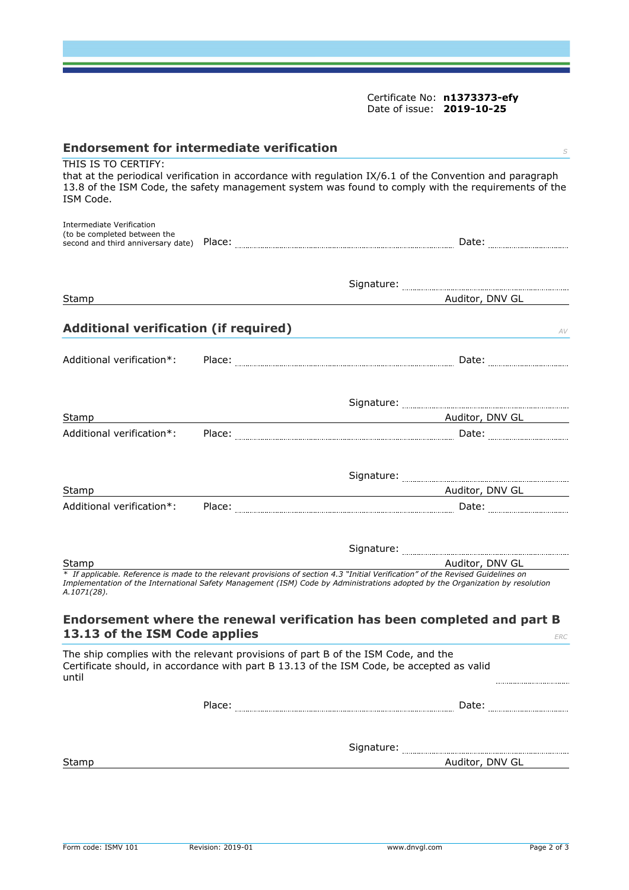Certificate No: **n1373373-efy**
Date of issue: **2019-10-25**

## Endorsement for intermediate verification

S

THIS IS TO CERTIFY:
that at the periodical verification in accordance with regulation IX/6.1 of the Convention and paragraph 13.8 of the ISM Code, the safety management system was found to comply with the requirements of the ISM Code.

Intermediate Verification
(to be completed between the second and third anniversary date) Place: ........................................ Date: ..................

Signature: ........................................

Stamp Auditor, DNV GL

## Additional verification (if required)

AV

Additional verification*: Place: ........................................ Date: ..................

Signature: ........................................

Stamp Auditor, DNV GL

Additional verification*: Place: ........................................ Date: ..................

Signature: ........................................

Stamp Auditor, DNV GL

Additional verification*: Place: ........................................ Date: ..................

Signature: ........................................

Stamp Auditor, DNV GL

*\* If applicable. Reference is made to the relevant provisions of section 4.3 "Initial Verification" of the Revised Guidelines on Implementation of the International Safety Management (ISM) Code by Administrations adopted by the Organization by resolution A.1071(28).*

## Endorsement where the renewal verification has been completed and part B 13.13 of the ISM Code applies

ERC

The ship complies with the relevant provisions of part B of the ISM Code, and the Certificate should, in accordance with part B 13.13 of the ISM Code, be accepted as valid until ..................

Place: ........................................ Date: ..................

Signature: ........................................

Stamp Auditor, DNV GL

Form code: ISMV 101 Revision: 2019-01 www.dnvgl.com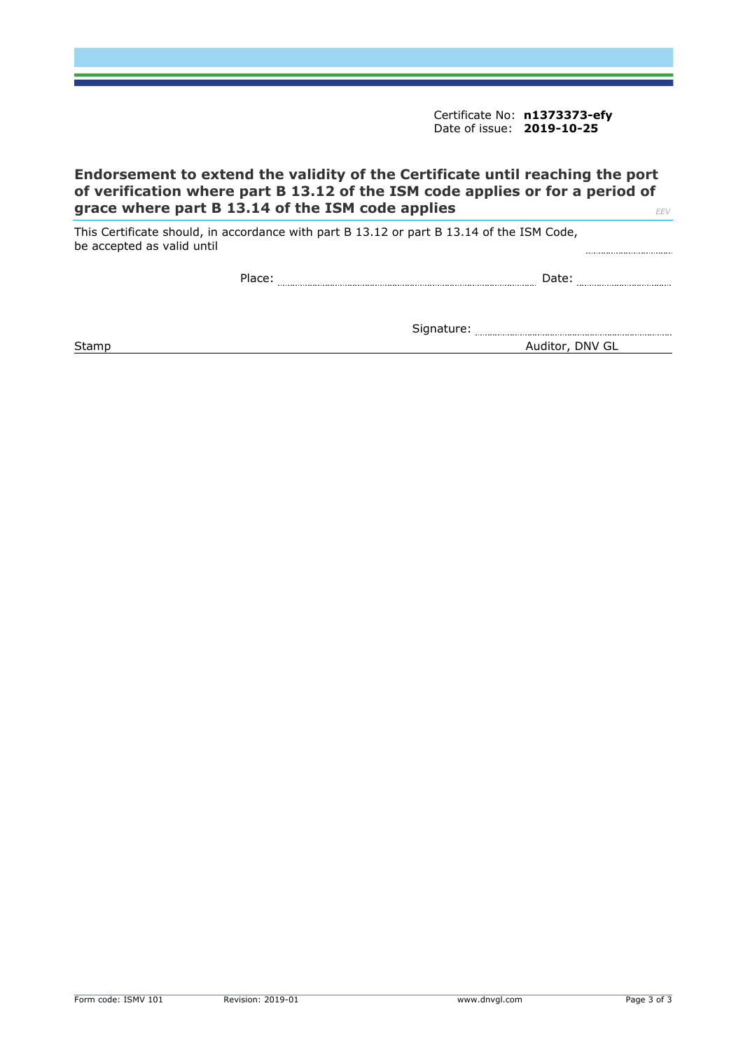Certificate No: **n1373373-efy**
Date of issue: **2019-10-25**

## Endorsement to extend the validity of the Certificate until reaching the port of verification where part B 13.12 of the ISM code applies or for a period of grace where part B 13.14 of the ISM code applies

*EEV*

This Certificate should, in accordance with part B 13.12 or part B 13.14 of the ISM Code, be accepted as valid until ..............................

Place: .................................................................................... Date: ..............................

Signature: ...............................................................

Stamp

Auditor, DNV GL

Form code: ISMV 101 Revision: 2019-01 www.dnvgl.com